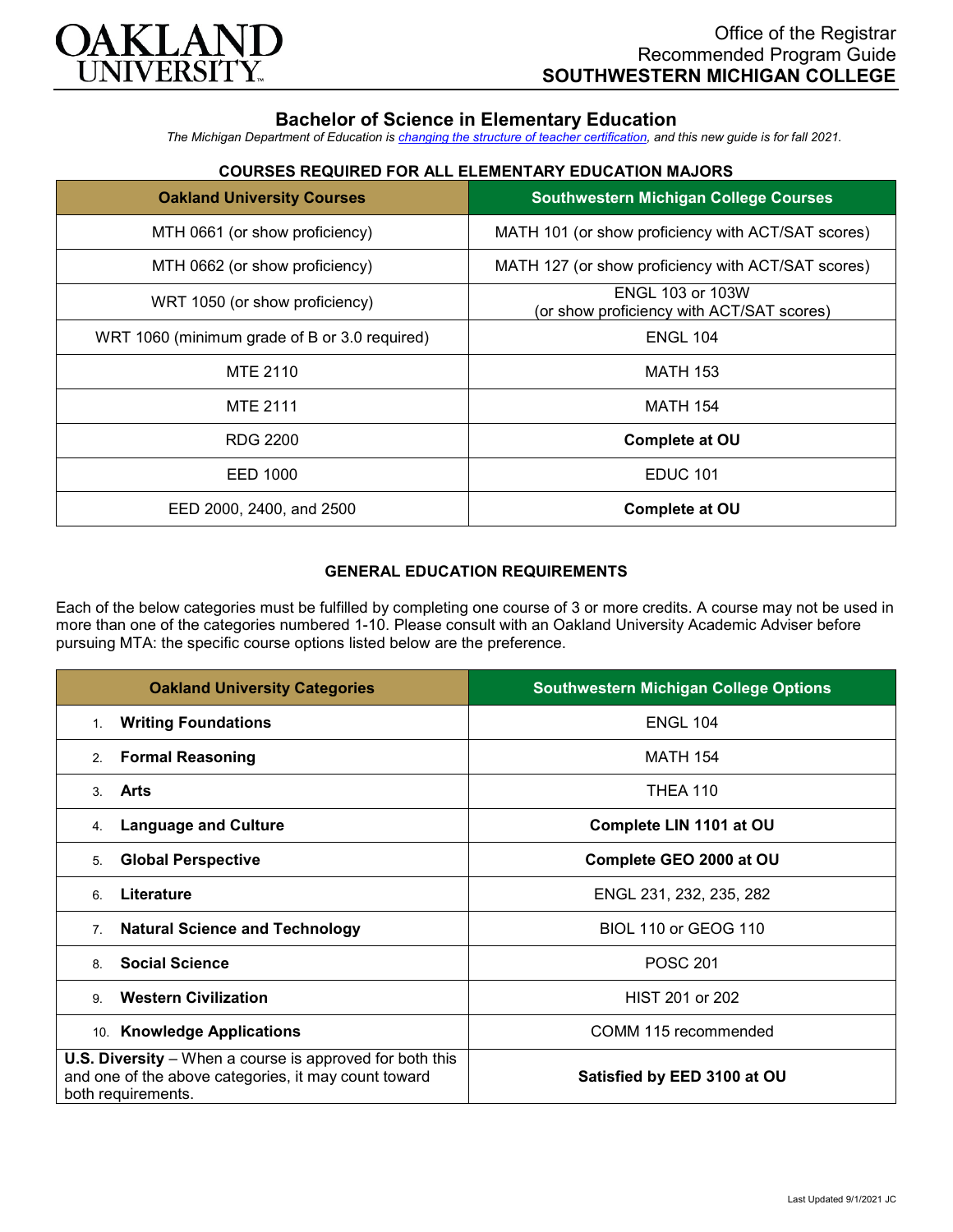OAKLAND UNIVERSITY

Office of the Registrar
Recommended Program Guide
**SOUTHWESTERN MICHIGAN COLLEGE**

## Bachelor of Science in Elementary Education

*The Michigan Department of Education is [changing the structure of teacher certification](), and this new guide is for fall 2021.*

### COURSES REQUIRED FOR ALL ELEMENTARY EDUCATION MAJORS

| Oakland University Courses | Southwestern Michigan College Courses |
|---|---|
| MTH 0661 (or show proficiency) | MATH 101 (or show proficiency with ACT/SAT scores) |
| MTH 0662 (or show proficiency) | MATH 127 (or show proficiency with ACT/SAT scores) |
| WRT 1050 (or show proficiency) | ENGL 103 or 103W (or show proficiency with ACT/SAT scores) |
| WRT 1060 (minimum grade of B or 3.0 required) | ENGL 104 |
| MTE 2110 | MATH 153 |
| MTE 2111 | MATH 154 |
| RDG 2200 | **Complete at OU** |
| EED 1000 | EDUC 101 |
| EED 2000, 2400, and 2500 | **Complete at OU** |

### GENERAL EDUCATION REQUIREMENTS

Each of the below categories must be fulfilled by completing one course of 3 or more credits. A course may not be used in more than one of the categories numbered 1-10. Please consult with an Oakland University Academic Adviser before pursuing MTA: the specific course options listed below are the preference.

| Oakland University Categories | Southwestern Michigan College Options |
|---|---|
| 1. **Writing Foundations** | ENGL 104 |
| 2. **Formal Reasoning** | MATH 154 |
| 3. **Arts** | THEA 110 |
| 4. **Language and Culture** | **Complete LIN 1101 at OU** |
| 5. **Global Perspective** | **Complete GEO 2000 at OU** |
| 6. **Literature** | ENGL 231, 232, 235, 282 |
| 7. **Natural Science and Technology** | BIOL 110 or GEOG 110 |
| 8. **Social Science** | POSC 201 |
| 9. **Western Civilization** | HIST 201 or 202 |
| 10. **Knowledge Applications** | COMM 115 recommended |
| **U.S. Diversity** – When a course is approved for both this and one of the above categories, it may count toward both requirements. | **Satisfied by EED 3100 at OU** |

Last Updated 9/1/2021 JC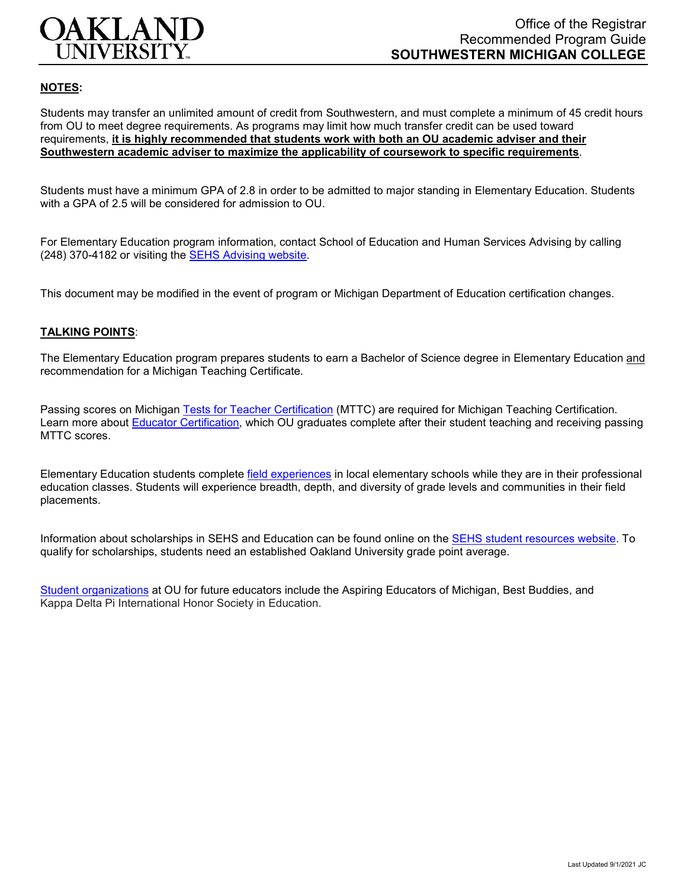**NOTES:**

Students may transfer an unlimited amount of credit from Southwestern, and must complete a minimum of 45 credit hours from OU to meet degree requirements. As programs may limit how much transfer credit can be used toward requirements, **it is highly recommended that students work with both an OU academic adviser and their Southwestern academic adviser to maximize the applicability of coursework to specific requirements**.

Students must have a minimum GPA of 2.8 in order to be admitted to major standing in Elementary Education. Students with a GPA of 2.5 will be considered for admission to OU.

For Elementary Education program information, contact School of Education and Human Services Advising by calling (248) 370-4182 or visiting the SEHS Advising website.

This document may be modified in the event of program or Michigan Department of Education certification changes.

**TALKING POINTS**:

The Elementary Education program prepares students to earn a Bachelor of Science degree in Elementary Education and recommendation for a Michigan Teaching Certificate.

Passing scores on Michigan Tests for Teacher Certification (MTTC) are required for Michigan Teaching Certification. Learn more about Educator Certification, which OU graduates complete after their student teaching and receiving passing MTTC scores.

Elementary Education students complete field experiences in local elementary schools while they are in their professional education classes. Students will experience breadth, depth, and diversity of grade levels and communities in their field placements.

Information about scholarships in SEHS and Education can be found online on the SEHS student resources website. To qualify for scholarships, students need an established Oakland University grade point average.

Student organizations at OU for future educators include the Aspiring Educators of Michigan, Best Buddies, and Kappa Delta Pi International Honor Society in Education.